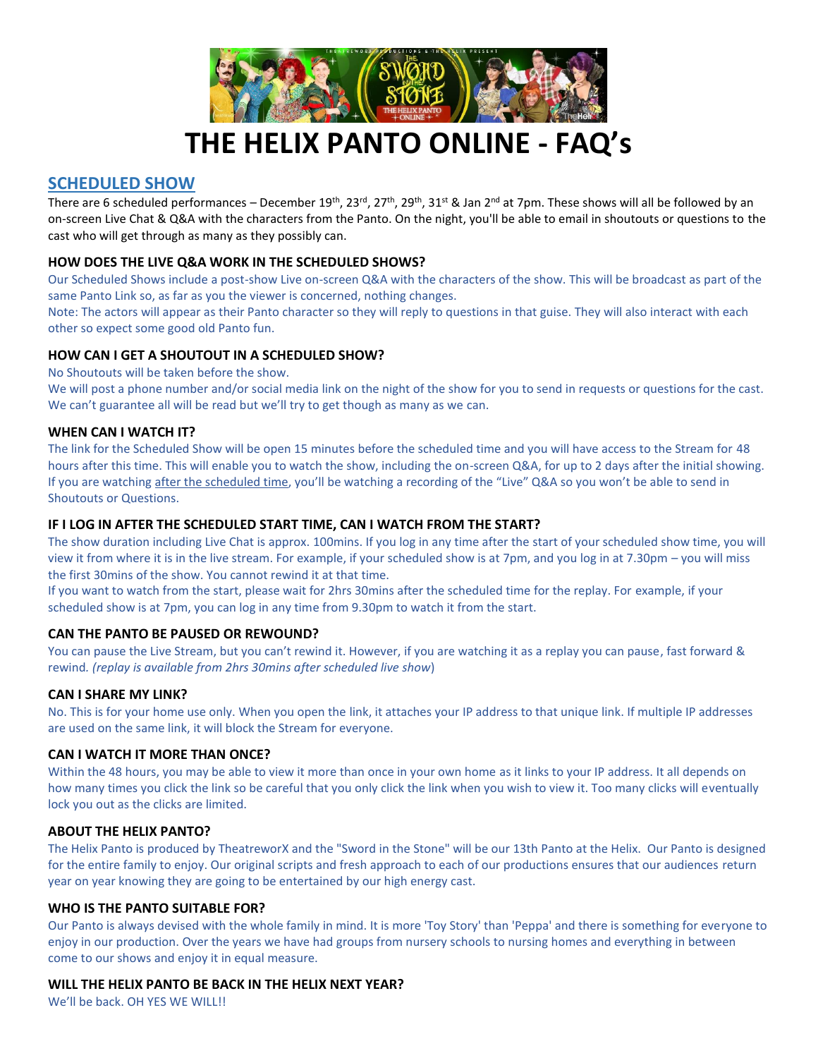# THE HELIX PANTO ONLINE - FAQ's

## SCHEDULED SHOW

There are 6 scheduled performances – December 19th, 23rd, 27th, 29th, 31st & Jan 2nd at 7pm. These shows will all be followed by an on-screen Live Chat & Q&A with the characters from the Panto. On the night, you'll be able to email in shoutouts or questions to the cast who will get through as many as they possibly can.

### HOW DOES THE LIVE Q&A WORK IN THE SCHEDULED SHOWS?

Our Scheduled Shows include a post-show Live on-screen Q&A with the characters of the show. This will be broadcast as part of the same Panto Link so, as far as you the viewer is concerned, nothing changes.

Note: The actors will appear as their Panto character so they will reply to questions in that guise. They will also interact with each other so expect some good old Panto fun.

### HOW CAN I GET A SHOUTOUT IN A SCHEDULED SHOW?

No Shoutouts will be taken before the show.

We will post a phone number and/or social media link on the night of the show for you to send in requests or questions for the cast. We can't guarantee all will be read but we'll try to get though as many as we can.

### WHEN CAN I WATCH IT?

The link for the Scheduled Show will be open 15 minutes before the scheduled time and you will have access to the Stream for 48 hours after this time. This will enable you to watch the show, including the on-screen Q&A, for up to 2 days after the initial showing. If you are watching after the scheduled time, you'll be watching a recording of the "Live" Q&A so you won't be able to send in Shoutouts or Questions.

### IF I LOG IN AFTER THE SCHEDULED START TIME, CAN I WATCH FROM THE START?

The show duration including Live Chat is approx. 100mins. If you log in any time after the start of your scheduled show time, you will view it from where it is in the live stream. For example, if your scheduled show is at 7pm, and you log in at 7.30pm – you will miss the first 30mins of the show. You cannot rewind it at that time.

If you want to watch from the start, please wait for 2hrs 30mins after the scheduled time for the replay. For example, if your scheduled show is at 7pm, you can log in any time from 9.30pm to watch it from the start.

### CAN THE PANTO BE PAUSED OR REWOUND?

You can pause the Live Stream, but you can't rewind it. However, if you are watching it as a replay you can pause, fast forward & rewind. *(replay is available from 2hrs 30mins after scheduled live show)*

### CAN I SHARE MY LINK?

No. This is for your home use only. When you open the link, it attaches your IP address to that unique link. If multiple IP addresses are used on the same link, it will block the Stream for everyone.

### CAN I WATCH IT MORE THAN ONCE?

Within the 48 hours, you may be able to view it more than once in your own home as it links to your IP address. It all depends on how many times you click the link so be careful that you only click the link when you wish to view it. Too many clicks will eventually lock you out as the clicks are limited.

### ABOUT THE HELIX PANTO?

The Helix Panto is produced by TheatreworX and the "Sword in the Stone" will be our 13th Panto at the Helix. Our Panto is designed for the entire family to enjoy. Our original scripts and fresh approach to each of our productions ensures that our audiences return year on year knowing they are going to be entertained by our high energy cast.

### WHO IS THE PANTO SUITABLE FOR?

Our Panto is always devised with the whole family in mind. It is more 'Toy Story' than 'Peppa' and there is something for everyone to enjoy in our production. Over the years we have had groups from nursery schools to nursing homes and everything in between come to our shows and enjoy it in equal measure.

### WILL THE HELIX PANTO BE BACK IN THE HELIX NEXT YEAR?

We'll be back. OH YES WE WILL!!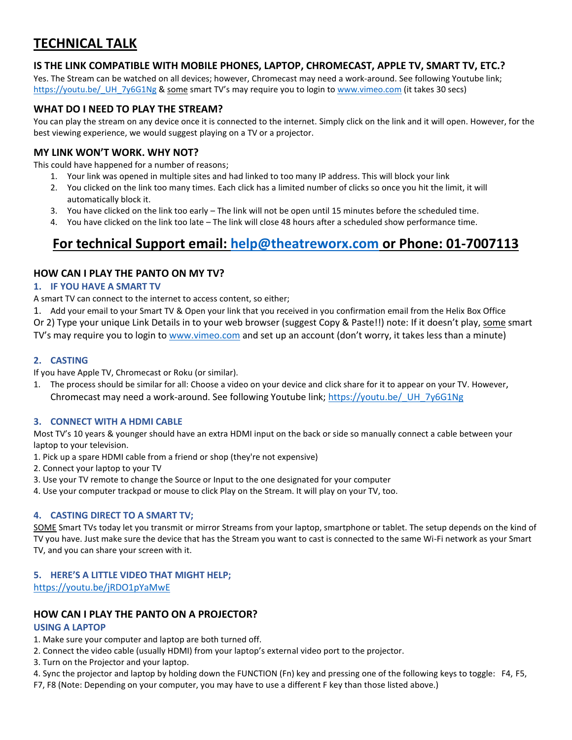# TECHNICAL TALK

### IS THE LINK COMPATIBLE WITH MOBILE PHONES, LAPTOP, CHROMECAST, APPLE TV, SMART TV, ETC.?

Yes. The Stream can be watched on all devices; however, Chromecast may need a work-around. See following Youtube link; https://youtu.be/_UH_7y6G1Ng & some smart TV's may require you to login to www.vimeo.com (it takes 30 secs)

### WHAT DO I NEED TO PLAY THE STREAM?

You can play the stream on any device once it is connected to the internet. Simply click on the link and it will open. However, for the best viewing experience, we would suggest playing on a TV or a projector.

### MY LINK WON'T WORK. WHY NOT?

This could have happened for a number of reasons;

1. Your link was opened in multiple sites and had linked to too many IP address. This will block your link
2. You clicked on the link too many times. Each click has a limited number of clicks so once you hit the limit, it will automatically block it.
3. You have clicked on the link too early – The link will not be open until 15 minutes before the scheduled time.
4. You have clicked on the link too late – The link will close 48 hours after a scheduled show performance time.

## For technical Support email: help@theatreworx.com or Phone: 01-7007113

### HOW CAN I PLAY THE PANTO ON MY TV?

#### 1. IF YOU HAVE A SMART TV

A smart TV can connect to the internet to access content, so either;

1. Add your email to your Smart TV & Open your link that you received in you confirmation email from the Helix Box Office

Or 2) Type your unique Link Details in to your web browser (suggest Copy & Paste!!) note: If it doesn't play, some smart TV's may require you to login to www.vimeo.com and set up an account (don't worry, it takes less than a minute)

#### 2. CASTING

If you have Apple TV, Chromecast or Roku (or similar).

1. The process should be similar for all: Choose a video on your device and click share for it to appear on your TV. However, Chromecast may need a work-around. See following Youtube link; https://youtu.be/_UH_7y6G1Ng

#### 3. CONNECT WITH A HDMI CABLE

Most TV's 10 years & younger should have an extra HDMI input on the back or side so manually connect a cable between your laptop to your television.

1. Pick up a spare HDMI cable from a friend or shop (they're not expensive)
2. Connect your laptop to your TV
3. Use your TV remote to change the Source or Input to the one designated for your computer
4. Use your computer trackpad or mouse to click Play on the Stream. It will play on your TV, too.

#### 4. CASTING DIRECT TO A SMART TV;

SOME Smart TVs today let you transmit or mirror Streams from your laptop, smartphone or tablet. The setup depends on the kind of TV you have. Just make sure the device that has the Stream you want to cast is connected to the same Wi-Fi network as your Smart TV, and you can share your screen with it.

#### 5. HERE'S A LITTLE VIDEO THAT MIGHT HELP;

https://youtu.be/jRDO1pYaMwE

### HOW CAN I PLAY THE PANTO ON A PROJECTOR?

#### USING A LAPTOP

1. Make sure your computer and laptop are both turned off.
2. Connect the video cable (usually HDMI) from your laptop's external video port to the projector.
3. Turn on the Projector and your laptop.
4. Sync the projector and laptop by holding down the FUNCTION (Fn) key and pressing one of the following keys to toggle: F4, F5, F7, F8 (Note: Depending on your computer, you may have to use a different F key than those listed above.)